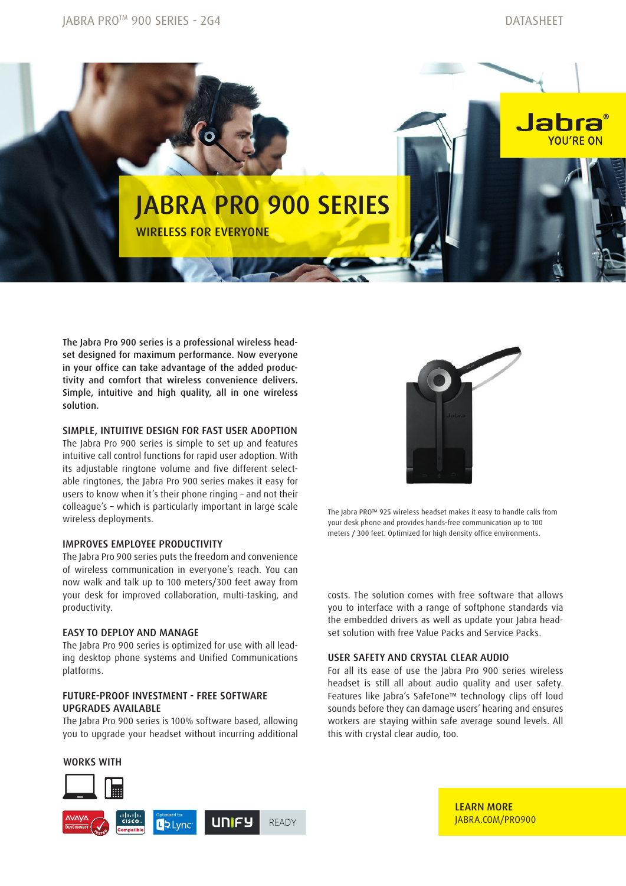# JABRA PRO 900 SERIES

## WIRELESS FOR EVERYONE

The Jabra Pro 900 series is a professional wireless headset designed for maximum performance. Now everyone in your office can take advantage of the added productivity and comfort that wireless convenience delivers. Simple, intuitive and high quality, all in one wireless solution.

### SIMPLE, INTUITIVE DESIGN FOR FAST USER ADOPTION

The Jabra Pro 900 series is simple to set up and features intuitive call control functions for rapid user adoption. With its adjustable ringtone volume and five different selectable ringtones, the Jabra Pro 900 series makes it easy for users to know when it's their phone ringing – and not their colleague's – which is particularly important in large scale wireless deployments.

### IMPROVES EMPLOYEE PRODUCTIVITY

The Jabra Pro 900 series puts the freedom and convenience of wireless communication in everyone's reach. You can now walk and talk up to 100 meters/300 feet away from your desk for improved collaboration, multi-tasking, and productivity.

### EASY TO DEPLOY AND MANAGE

The Jabra Pro 900 series is optimized for use with all leading desktop phone systems and Unified Communications platforms.

### FUTURE-PROOF INVESTMENT - FREE SOFTWARE UPGRADES AVAILABLE

The Jabra Pro 900 series is 100% software based, allowing you to upgrade your headset without incurring additional costs. The solution comes with free software that allows you to interface with a range of softphone standards via the embedded drivers as well as update your Jabra headset solution with free Value Packs and Service Packs.

The Jabra PRO™ 925 wireless headset makes it easy to handle calls from your desk phone and provides hands-free communication up to 100 meters / 300 feet. Optimized for high density office environments.

### USER SAFETY AND CRYSTAL CLEAR AUDIO

For all its ease of use the Jabra Pro 900 series wireless headset is still all about audio quality and user safety. Features like Jabra's SafeTone™ technology clips off loud sounds before they can damage users' hearing and ensures workers are staying within safe average sound levels. All this with crystal clear audio, too.

### WORKS WITH

AVAYA DEVCONNECT · CISCO Compatible · Optimized for Lync · UNIFY READY

**LEARN MORE**
JABRA.COM/PRO900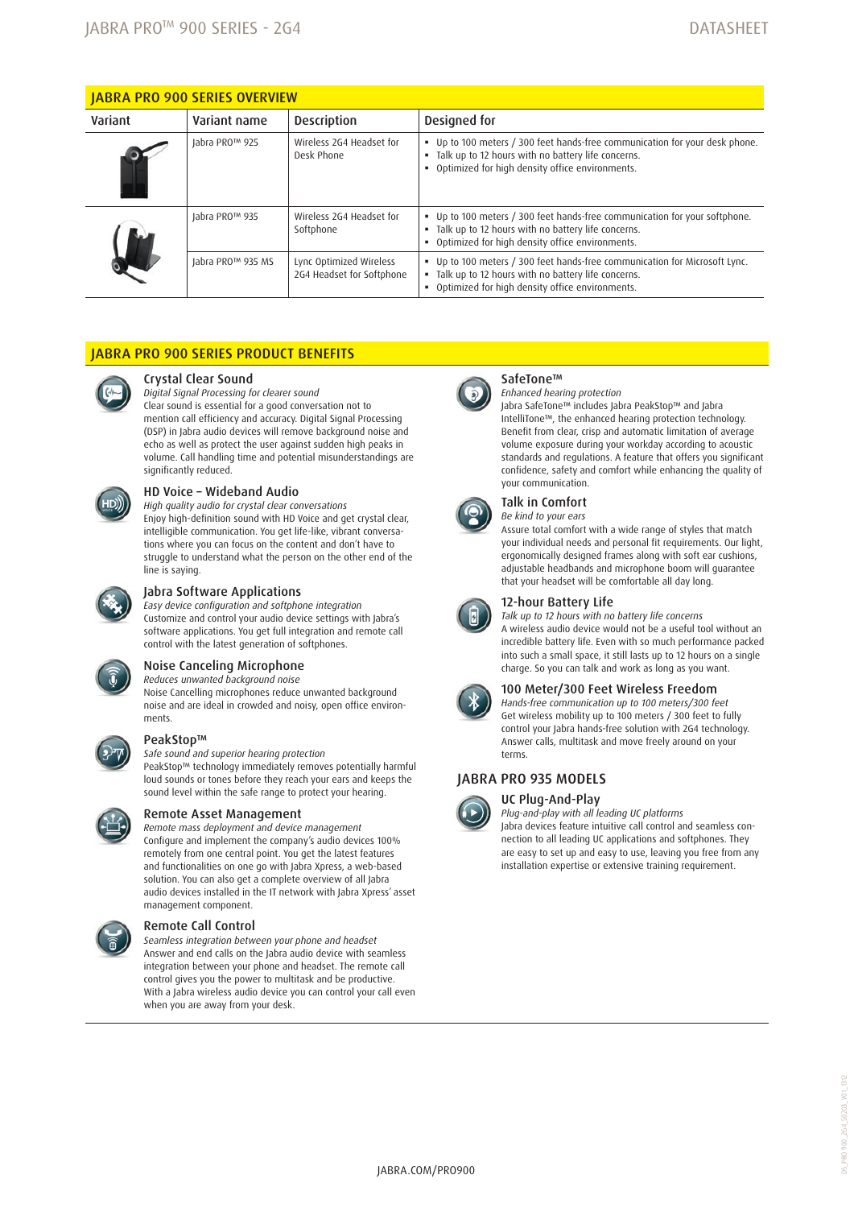## JABRA PRO 900 SERIES OVERVIEW

| Variant | Variant name | Description | Designed for |
|---|---|---|---|
| | Jabra PRO™ 925 | Wireless 2G4 Headset for Desk Phone | ▪ Up to 100 meters / 300 feet hands-free communication for your desk phone.<br>▪ Talk up to 12 hours with no battery life concerns.<br>▪ Optimized for high density office environments. |
| | Jabra PRO™ 935 | Wireless 2G4 Headset for Softphone | ▪ Up to 100 meters / 300 feet hands-free communication for your softphone.<br>▪ Talk up to 12 hours with no battery life concerns.<br>▪ Optimized for high density office environments. |
| | Jabra PRO™ 935 MS | Lync Optimized Wireless 2G4 Headset for Softphone | ▪ Up to 100 meters / 300 feet hands-free communication for Microsoft Lync.<br>▪ Talk up to 12 hours with no battery life concerns.<br>▪ Optimized for high density office environments. |

## JABRA PRO 900 SERIES PRODUCT BENEFITS

### Crystal Clear Sound
*Digital Signal Processing for clearer sound*
Clear sound is essential for a good conversation not to mention call efficiency and accuracy. Digital Signal Processing (DSP) in Jabra audio devices will remove background noise and echo as well as protect the user against sudden high peaks in volume. Call handling time and potential misunderstandings are significantly reduced.

### HD Voice – Wideband Audio
*High quality audio for crystal clear conversations*
Enjoy high-definition sound with HD Voice and get crystal clear, intelligible communication. You get life-like, vibrant conversations where you can focus on the content and don't have to struggle to understand what the person on the other end of the line is saying.

### Jabra Software Applications
*Easy device configuration and softphone integration*
Customize and control your audio device settings with Jabra's software applications. You get full integration and remote call control with the latest generation of softphones.

### Noise Canceling Microphone
*Reduces unwanted background noise*
Noise Cancelling microphones reduce unwanted background noise and are ideal in crowded and noisy, open office environments.

### PeakStop™
*Safe sound and superior hearing protection*
PeakStop™ technology immediately removes potentially harmful loud sounds or tones before they reach your ears and keeps the sound level within the safe range to protect your hearing.

### Remote Asset Management
*Remote mass deployment and device management*
Configure and implement the company's audio devices 100% remotely from one central point. You get the latest features and functionalities on one go with Jabra Xpress, a web-based solution. You can also get a complete overview of all Jabra audio devices installed in the IT network with Jabra Xpress' asset management component.

### Remote Call Control
*Seamless integration between your phone and headset*
Answer and end calls on the Jabra audio device with seamless integration between your phone and headset. The remote call control gives you the power to multitask and be productive. With a Jabra wireless audio device you can control your call even when you are away from your desk.

### SafeTone™
*Enhanced hearing protection*
Jabra SafeTone™ includes Jabra PeakStop™ and Jabra IntelliTone™, the enhanced hearing protection technology. Benefit from clear, crisp and automatic limitation of average volume exposure during your workday according to acoustic standards and regulations. A feature that offers you significant confidence, safety and comfort while enhancing the quality of your communication.

### Talk in Comfort
*Be kind to your ears*
Assure total comfort with a wide range of styles that match your individual needs and personal fit requirements. Our light, ergonomically designed frames along with soft ear cushions, adjustable headbands and microphone boom will guarantee that your headset will be comfortable all day long.

### 12-hour Battery Life
*Talk up to 12 hours with no battery life concerns*
A wireless audio device would not be a useful tool without an incredible battery life. Even with so much performance packed into such a small space, it still lasts up to 12 hours on a single charge. So you can talk and work as long as you want.

### 100 Meter/300 Feet Wireless Freedom
*Hands-free communication up to 100 meters/300 feet*
Get wireless mobility up to 100 meters / 300 feet to fully control your Jabra hands-free solution with 2G4 technology. Answer calls, multitask and move freely around on your terms.

## JABRA PRO 935 MODELS

### UC Plug-And-Play
*Plug-and-play with all leading UC platforms*
Jabra devices feature intuitive call control and seamless connection to all leading UC applications and softphones. They are easy to set up and easy to use, leaving you free from any installation expertise or extensive training requirement.

JABRA.COM/PRO900